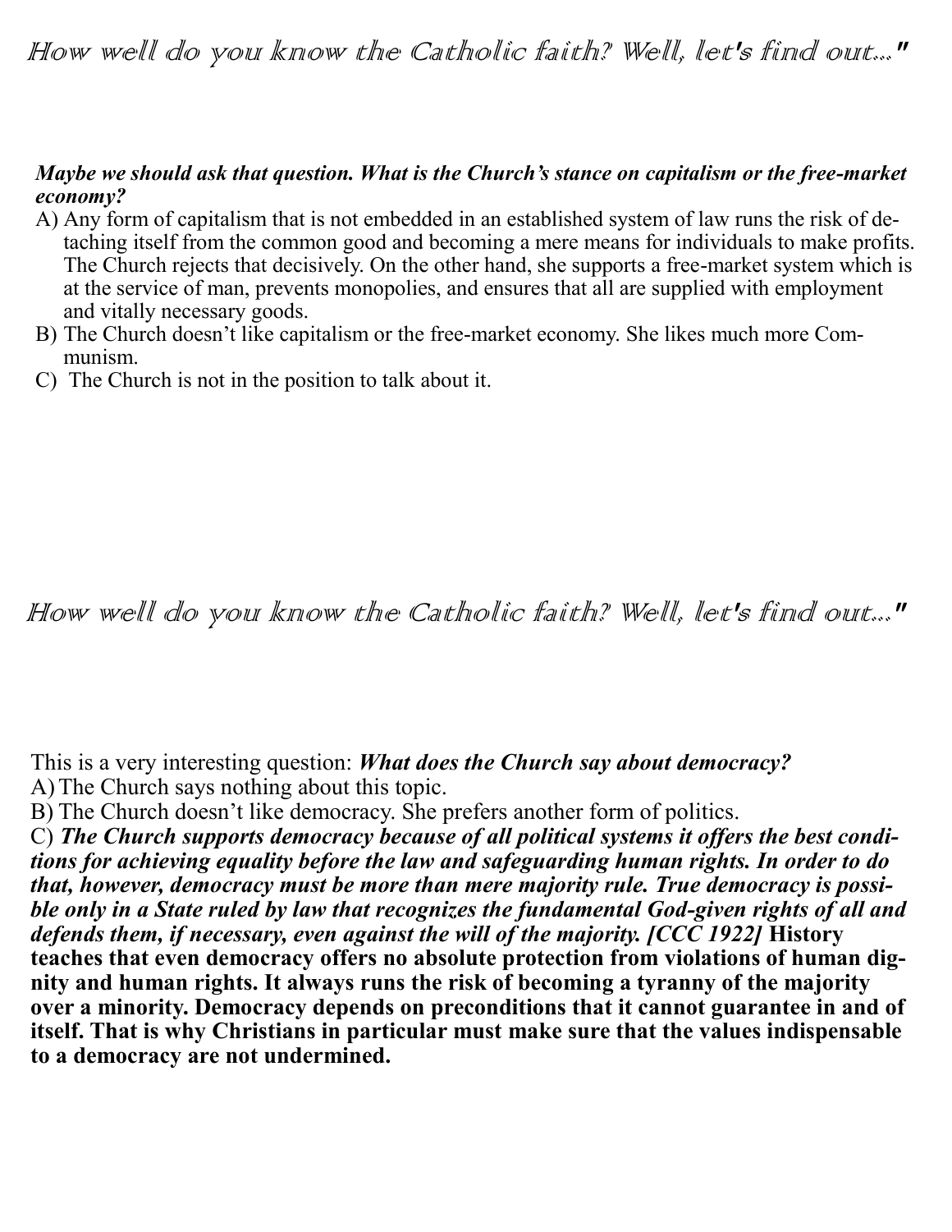*How well do you know the Catholic faith? Well, let's find out..."*

***Maybe we should ask that question. What is the Church's stance on capitalism or the free-market economy?***

A) Any form of capitalism that is not embedded in an established system of law runs the risk of detaching itself from the common good and becoming a mere means for individuals to make profits. The Church rejects that decisively. On the other hand, she supports a free-market system which is at the service of man, prevents monopolies, and ensures that all are supplied with employment and vitally necessary goods.
B) The Church doesn't like capitalism or the free-market economy. She likes much more Communism.
C) The Church is not in the position to talk about it.

*How well do you know the Catholic faith? Well, let's find out..."*

This is a very interesting question: ***What does the Church say about democracy?***

A) The Church says nothing about this topic.
B) The Church doesn't like democracy. She prefers another form of politics.
C) ***The Church supports democracy because of all political systems it offers the best conditions for achieving equality before the law and safeguarding human rights. In order to do that, however, democracy must be more than mere majority rule. True democracy is possible only in a State ruled by law that recognizes the fundamental God-given rights of all and defends them, if necessary, even against the will of the majority. [CCC 1922]*** **History teaches that even democracy offers no absolute protection from violations of human dignity and human rights. It always runs the risk of becoming a tyranny of the majority over a minority. Democracy depends on preconditions that it cannot guarantee in and of itself. That is why Christians in particular must make sure that the values indispensable to a democracy are not undermined.**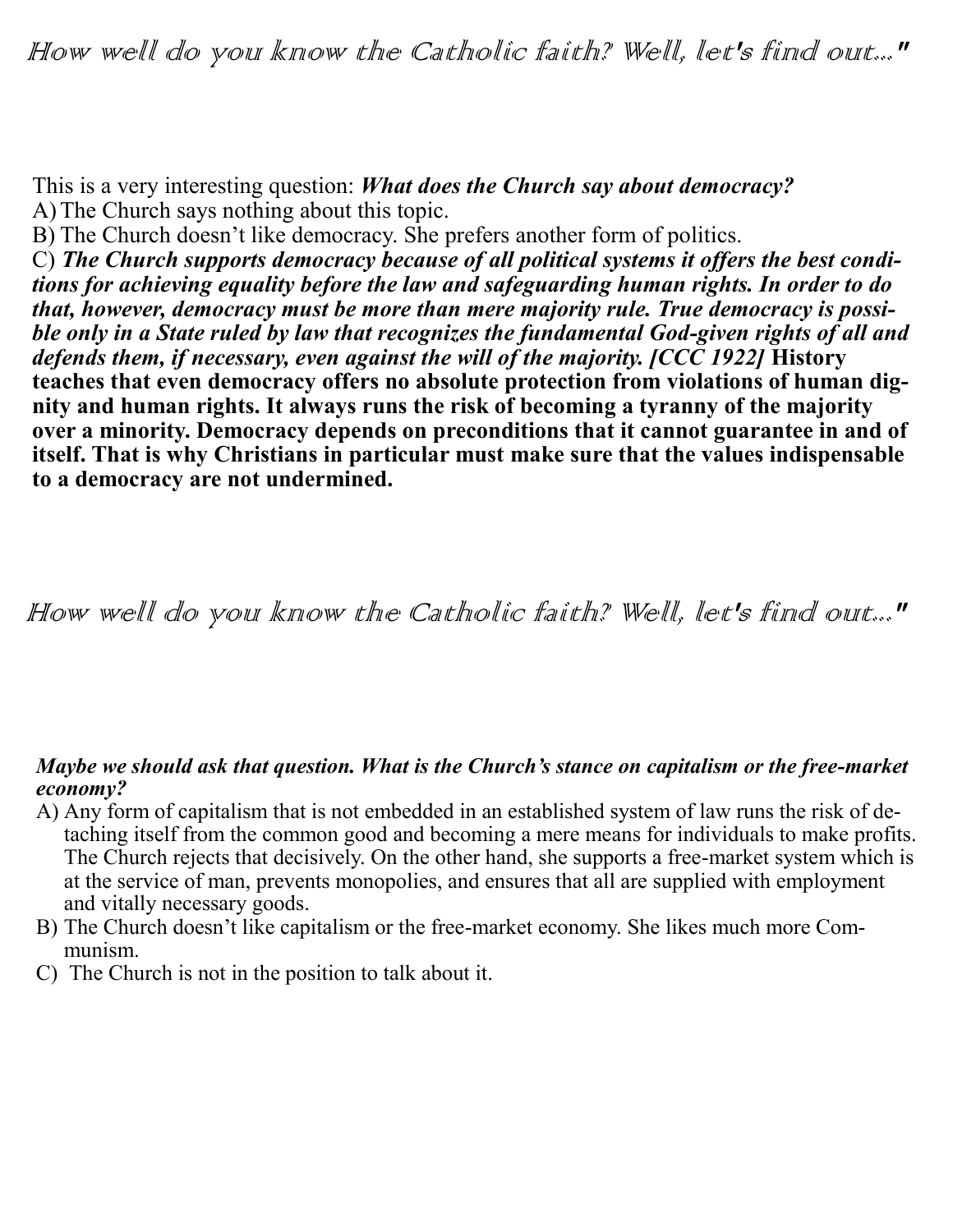How well do you know the Catholic faith? Well, let's find out..."

This is a very interesting question: ***What does the Church say about democracy?***

A) The Church says nothing about this topic.

B) The Church doesn't like democracy. She prefers another form of politics.

C) ***The Church supports democracy because of all political systems it offers the best conditions for achieving equality before the law and safeguarding human rights. In order to do that, however, democracy must be more than mere majority rule. True democracy is possible only in a State ruled by law that recognizes the fundamental God-given rights of all and defends them, if necessary, even against the will of the majority. [CCC 1922]*** **History teaches that even democracy offers no absolute protection from violations of human dignity and human rights. It always runs the risk of becoming a tyranny of the majority over a minority. Democracy depends on preconditions that it cannot guarantee in and of itself. That is why Christians in particular must make sure that the values indispensable to a democracy are not undermined.**

How well do you know the Catholic faith? Well, let's find out..."

***Maybe we should ask that question. What is the Church's stance on capitalism or the free-market economy?***

A) Any form of capitalism that is not embedded in an established system of law runs the risk of detaching itself from the common good and becoming a mere means for individuals to make profits. The Church rejects that decisively. On the other hand, she supports a free-market system which is at the service of man, prevents monopolies, and ensures that all are supplied with employment and vitally necessary goods.

B) The Church doesn't like capitalism or the free-market economy. She likes much more Communism.

C) The Church is not in the position to talk about it.